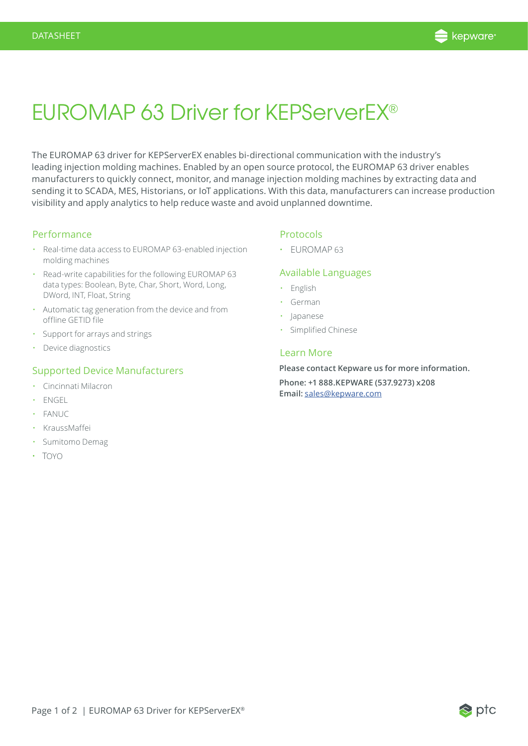DATASHEET

# EUROMAP 63 Driver for KEPServerEX®

The EUROMAP 63 driver for KEPServerEX enables bi-directional communication with the industry's leading injection molding machines. Enabled by an open source protocol, the EUROMAP 63 driver enables manufacturers to quickly connect, monitor, and manage injection molding machines by extracting data and sending it to SCADA, MES, Historians, or IoT applications. With this data, manufacturers can increase production visibility and apply analytics to help reduce waste and avoid unplanned downtime.

## Performance

- Real-time data access to EUROMAP 63-enabled injection molding machines
- Read-write capabilities for the following EUROMAP 63 data types: Boolean, Byte, Char, Short, Word, Long, DWord, INT, Float, String
- Automatic tag generation from the device and from offline GETID file
- Support for arrays and strings
- Device diagnostics

## Supported Device Manufacturers

- Cincinnati Milacron
- ENGEL
- FANUC
- KraussMaffei
- Sumitomo Demag
- TOYO

## Protocols

- EUROMAP 63

## Available Languages

- English
- German
- Japanese
- Simplified Chinese

## Learn More

**Please contact Kepware us for more information.**

**Phone: +1 888.KEPWARE (537.9273) x208**
**Email:** sales@kepware.com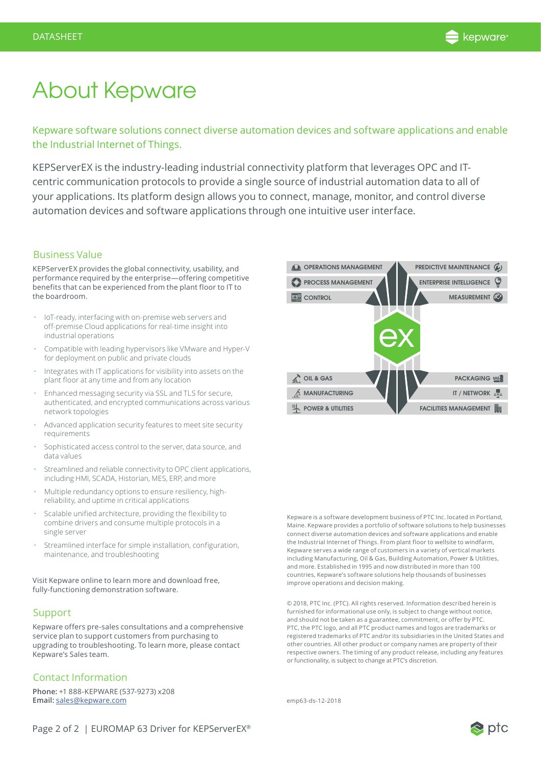# About Kepware

Kepware software solutions connect diverse automation devices and software applications and enable the Industrial Internet of Things.

KEPServerEX is the industry-leading industrial connectivity platform that leverages OPC and IT-centric communication protocols to provide a single source of industrial automation data to all of your applications. Its platform design allows you to connect, manage, monitor, and control diverse automation devices and software applications through one intuitive user interface.

## Business Value

KEPServerEX provides the global connectivity, usability, and performance required by the enterprise—offering competitive benefits that can be experienced from the plant floor to IT to the boardroom.

- IoT-ready, interfacing with on-premise web servers and off-premise Cloud applications for real-time insight into industrial operations
- Compatible with leading hypervisors like VMware and Hyper-V for deployment on public and private clouds
- Integrates with IT applications for visibility into assets on the plant floor at any time and from any location
- Enhanced messaging security via SSL and TLS for secure, authenticated, and encrypted communications across various network topologies
- Advanced application security features to meet site security requirements
- Sophisticated access control to the server, data source, and data values
- Streamlined and reliable connectivity to OPC client applications, including HMI, SCADA, Historian, MES, ERP, and more
- Multiple redundancy options to ensure resiliency, high-reliability, and uptime in critical applications
- Scalable unified architecture, providing the flexibility to combine drivers and consume multiple protocols in a single server
- Streamlined interface for simple installation, configuration, maintenance, and troubleshooting

Visit Kepware online to learn more and download free, fully-functioning demonstration software.

OPERATIONS MANAGEMENT
PROCESS MANAGEMENT
CONTROL
PREDICTIVE MAINTENANCE
ENTERPRISE INTELLIGENCE
MEASUREMENT
ex
OIL & GAS
MANUFACTURING
POWER & UTILITIES
PACKAGING
IT / NETWORK
FACILITIES MANAGEMENT

## Support

Kepware offers pre-sales consultations and a comprehensive service plan to support customers from purchasing to upgrading to troubleshooting. To learn more, please contact Kepware's Sales team.

## Contact Information

**Phone:** +1 888-KEPWARE (537-9273) x208
**Email:** sales@kepware.com

Kepware is a software development business of PTC Inc. located in Portland, Maine. Kepware provides a portfolio of software solutions to help businesses connect diverse automation devices and software applications and enable the Industrial Internet of Things. From plant floor to wellsite to windfarm, Kepware serves a wide range of customers in a variety of vertical markets including Manufacturing, Oil & Gas, Building Automation, Power & Utilities, and more. Established in 1995 and now distributed in more than 100 countries, Kepware's software solutions help thousands of businesses improve operations and decision making.

© 2018, PTC Inc. (PTC). All rights reserved. Information described herein is furnished for informational use only, is subject to change without notice, and should not be taken as a guarantee, commitment, or offer by PTC. PTC, the PTC logo, and all PTC product names and logos are trademarks or registered trademarks of PTC and/or its subsidiaries in the United States and other countries. All other product or company names are property of their respective owners. The timing of any product release, including any features or functionality, is subject to change at PTC's discretion.

emp63-ds-12-2018